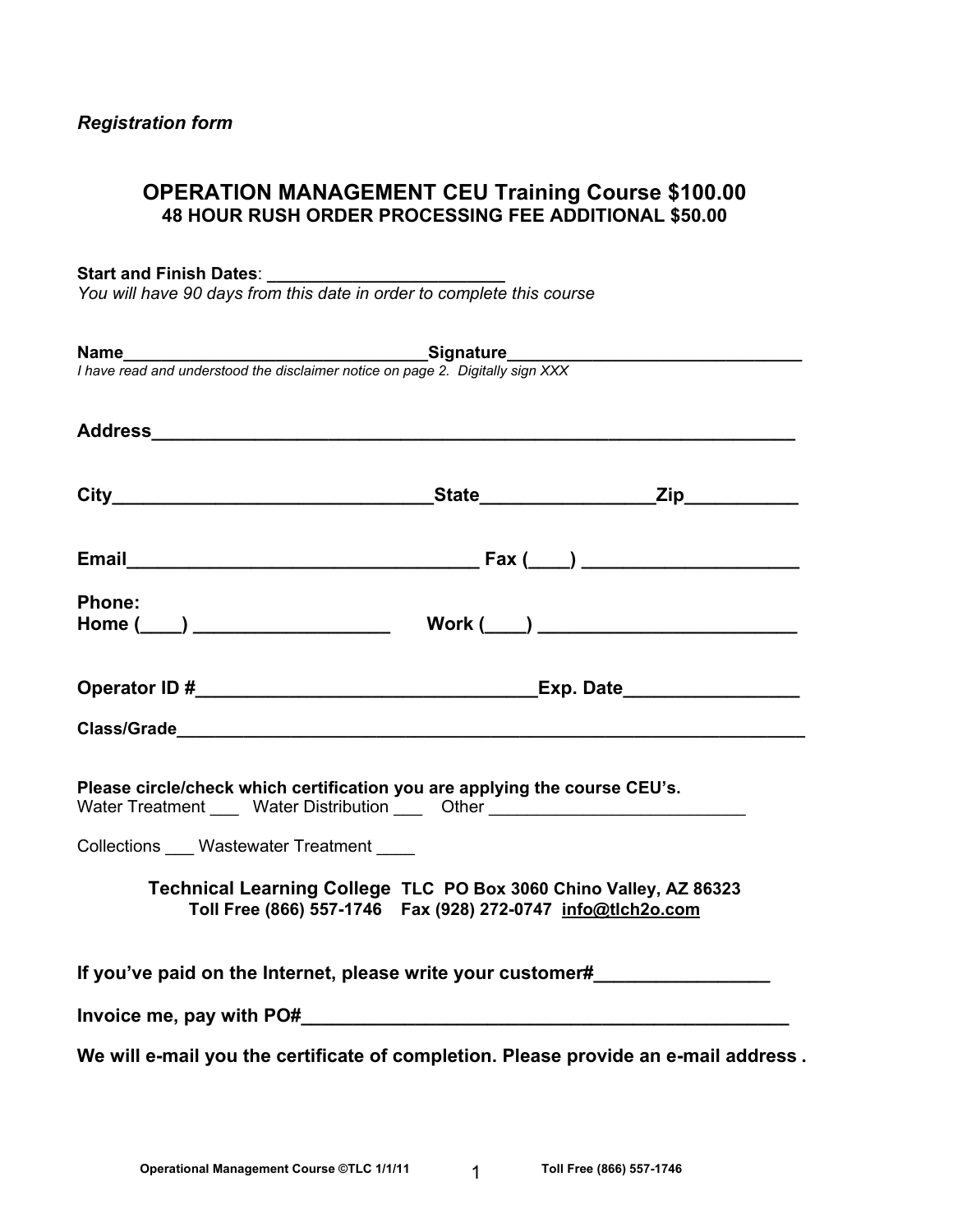*Registration form*

## OPERATION MANAGEMENT CEU Training Course $100.00

**48 HOUR RUSH ORDER PROCESSING FEE ADDITIONAL $50.00**

**Start and Finish Dates**: ________________________
*You will have 90 days from this date in order to complete this course*

**Name**_______________________________**Signature**______________________________
*I have read and understood the disclaimer notice on page 2. Digitally sign XXX*

**Address**_________________________________________________________________

**City**_______________________________**State**________________**Zip**__________

**Email**__________________________________ **Fax (____)** ____________________

**Phone:**
**Home (____)** __________________ **Work (____)** ________________________

**Operator ID #**_______________________________**Exp. Date**________________

**Class/Grade**_______________________________________________________________

**Please circle/check which certification you are applying the course CEU's.**
Water Treatment ___ Water Distribution ___ Other __________________________

Collections ___ Wastewater Treatment ____

**Technical Learning College** **TLC PO Box 3060 Chino Valley, AZ 86323**
**Toll Free (866) 557-1746 Fax (928) 272-0747 info@tlch2o.com**

**If you've paid on the Internet, please write your customer#**________________

**Invoice me, pay with PO#**_______________________________________________

**We will e-mail you the certificate of completion. Please provide an e-mail address .**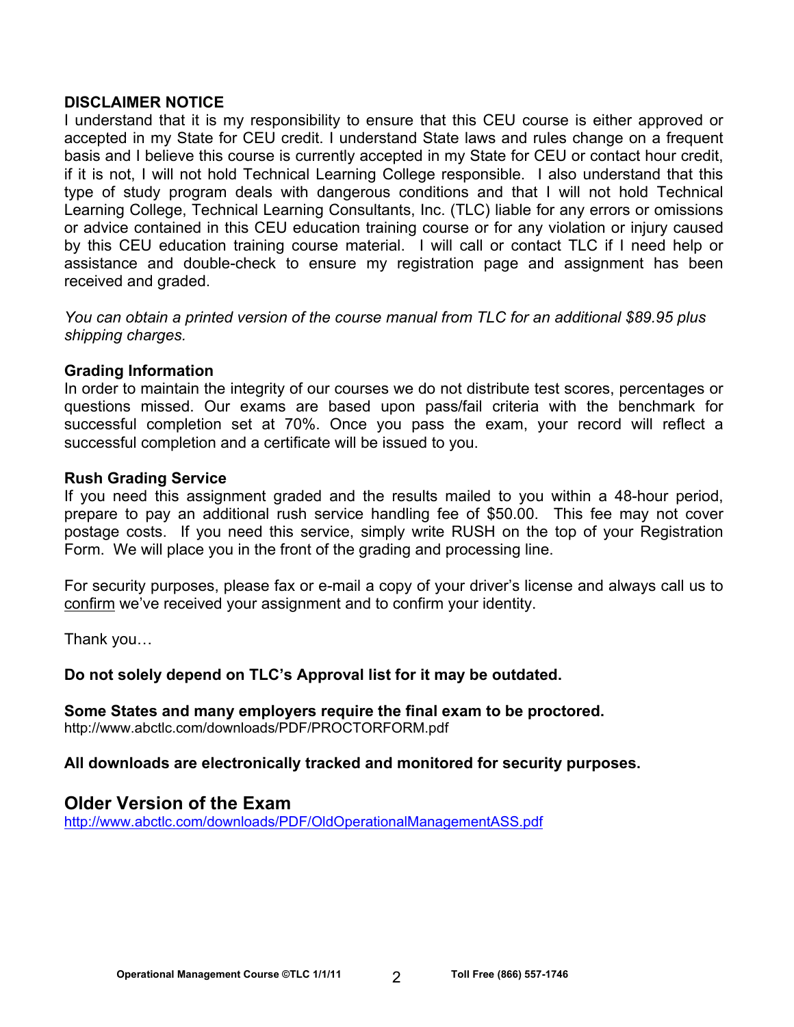**DISCLAIMER NOTICE**

I understand that it is my responsibility to ensure that this CEU course is either approved or accepted in my State for CEU credit. I understand State laws and rules change on a frequent basis and I believe this course is currently accepted in my State for CEU or contact hour credit, if it is not, I will not hold Technical Learning College responsible. I also understand that this type of study program deals with dangerous conditions and that I will not hold Technical Learning College, Technical Learning Consultants, Inc. (TLC) liable for any errors or omissions or advice contained in this CEU education training course or for any violation or injury caused by this CEU education training course material. I will call or contact TLC if I need help or assistance and double-check to ensure my registration page and assignment has been received and graded.

*You can obtain a printed version of the course manual from TLC for an additional $89.95 plus shipping charges.*

**Grading Information**

In order to maintain the integrity of our courses we do not distribute test scores, percentages or questions missed. Our exams are based upon pass/fail criteria with the benchmark for successful completion set at 70%. Once you pass the exam, your record will reflect a successful completion and a certificate will be issued to you.

**Rush Grading Service**

If you need this assignment graded and the results mailed to you within a 48-hour period, prepare to pay an additional rush service handling fee of $50.00. This fee may not cover postage costs. If you need this service, simply write RUSH on the top of your Registration Form. We will place you in the front of the grading and processing line.

For security purposes, please fax or e-mail a copy of your driver's license and always call us to confirm we've received your assignment and to confirm your identity.

Thank you…

**Do not solely depend on TLC's Approval list for it may be outdated.**

**Some States and many employers require the final exam to be proctored.**
http://www.abctlc.com/downloads/PDF/PROCTORFORM.pdf

**All downloads are electronically tracked and monitored for security purposes.**

## Older Version of the Exam

http://www.abctlc.com/downloads/PDF/OldOperationalManagementASS.pdf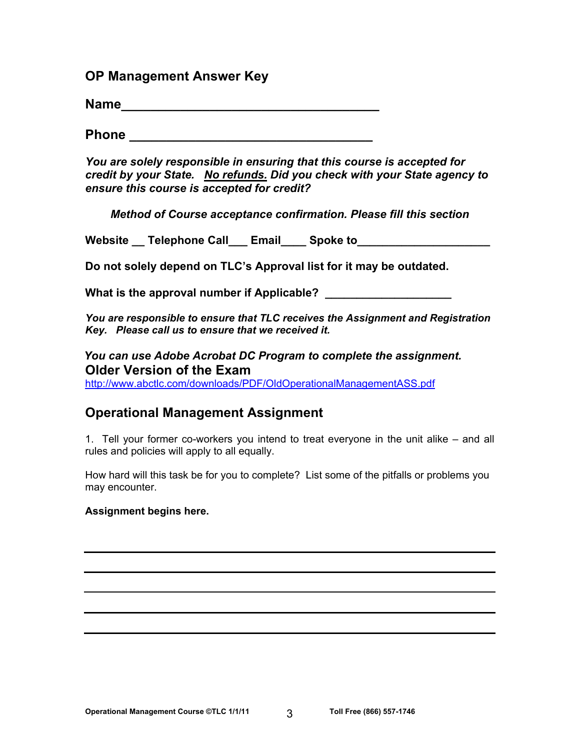## OP Management Answer Key

**Name___________________________________**

**Phone _________________________________**

***You are solely responsible in ensuring that this course is accepted for credit by your State. <u>No refunds.</u> Did you check with your State agency to ensure this course is accepted for credit?***

***Method of Course acceptance confirmation. Please fill this section***

**Website __ Telephone Call___ Email____ Spoke to___________________**

**Do not solely depend on TLC's Approval list for it may be outdated.**

**What is the approval number if Applicable? ___________________**

***You are responsible to ensure that TLC receives the Assignment and Registration Key. Please call us to ensure that we received it.***

***You can use Adobe Acrobat DC Program to complete the assignment.***

### Older Version of the Exam

http://www.abctlc.com/downloads/PDF/OldOperationalManagementASS.pdf

## Operational Management Assignment

1. Tell your former co-workers you intend to treat everyone in the unit alike – and all rules and policies will apply to all equally.

How hard will this task be for you to complete? List some of the pitfalls or problems you may encounter.

**Assignment begins here.**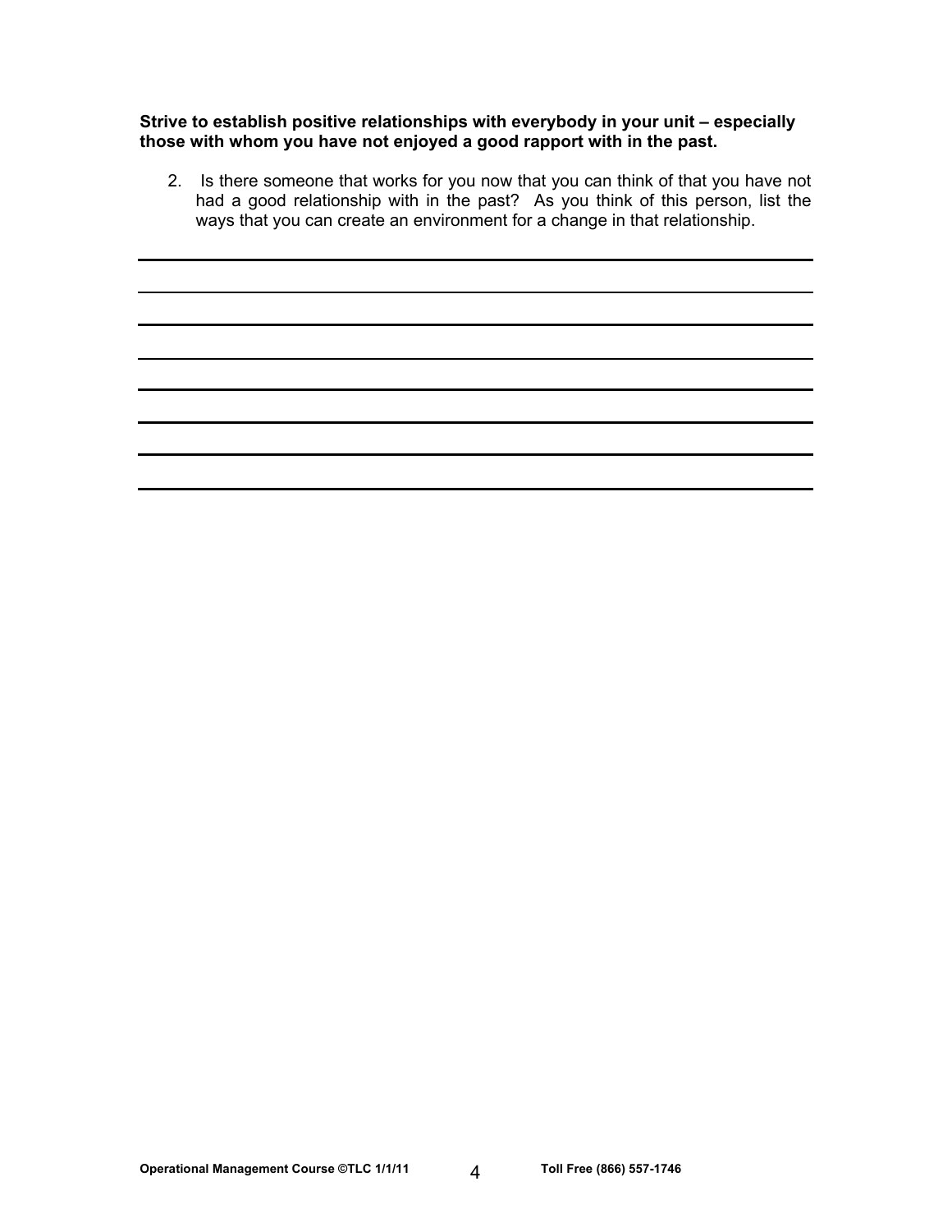**Strive to establish positive relationships with everybody in your unit – especially those with whom you have not enjoyed a good rapport with in the past.**

2. Is there someone that works for you now that you can think of that you have not had a good relationship with in the past? As you think of this person, list the ways that you can create an environment for a change in that relationship.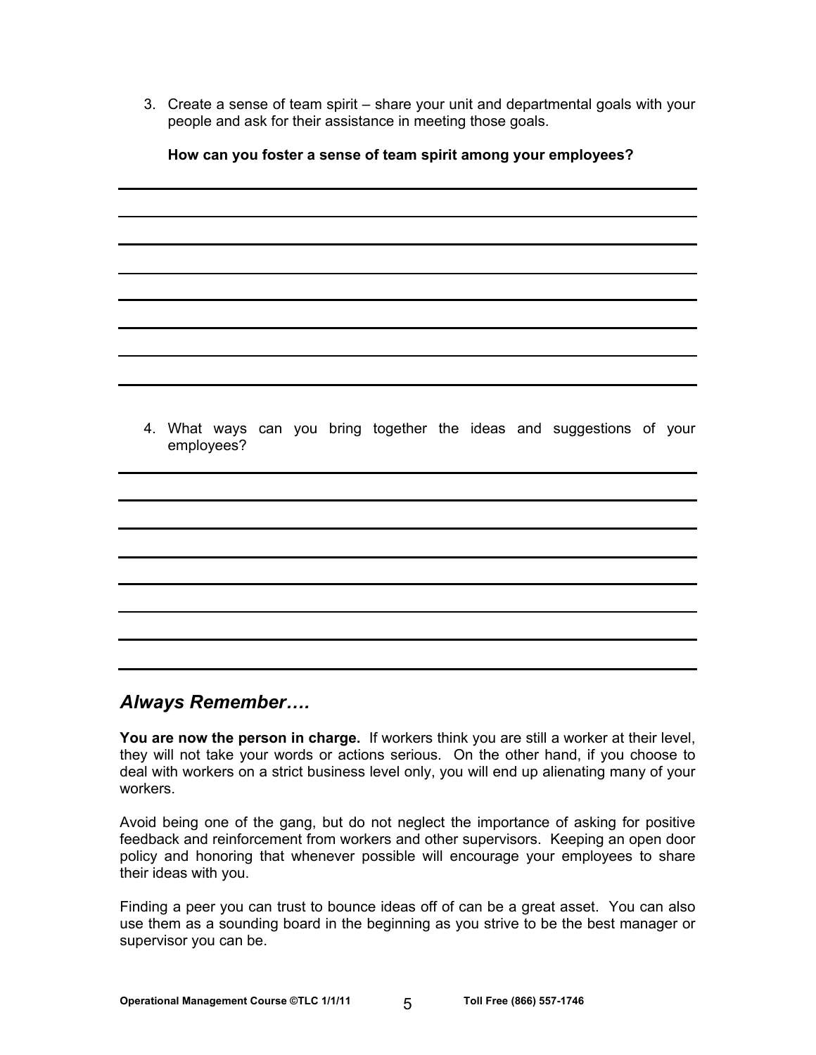3. Create a sense of team spirit – share your unit and departmental goals with your people and ask for their assistance in meeting those goals.

   **How can you foster a sense of team spirit among your employees?**

4. What ways can you bring together the ideas and suggestions of your employees?

## *Always Remember….*

**You are now the person in charge.** If workers think you are still a worker at their level, they will not take your words or actions serious. On the other hand, if you choose to deal with workers on a strict business level only, you will end up alienating many of your workers.

Avoid being one of the gang, but do not neglect the importance of asking for positive feedback and reinforcement from workers and other supervisors. Keeping an open door policy and honoring that whenever possible will encourage your employees to share their ideas with you.

Finding a peer you can trust to bounce ideas off of can be a great asset. You can also use them as a sounding board in the beginning as you strive to be the best manager or supervisor you can be.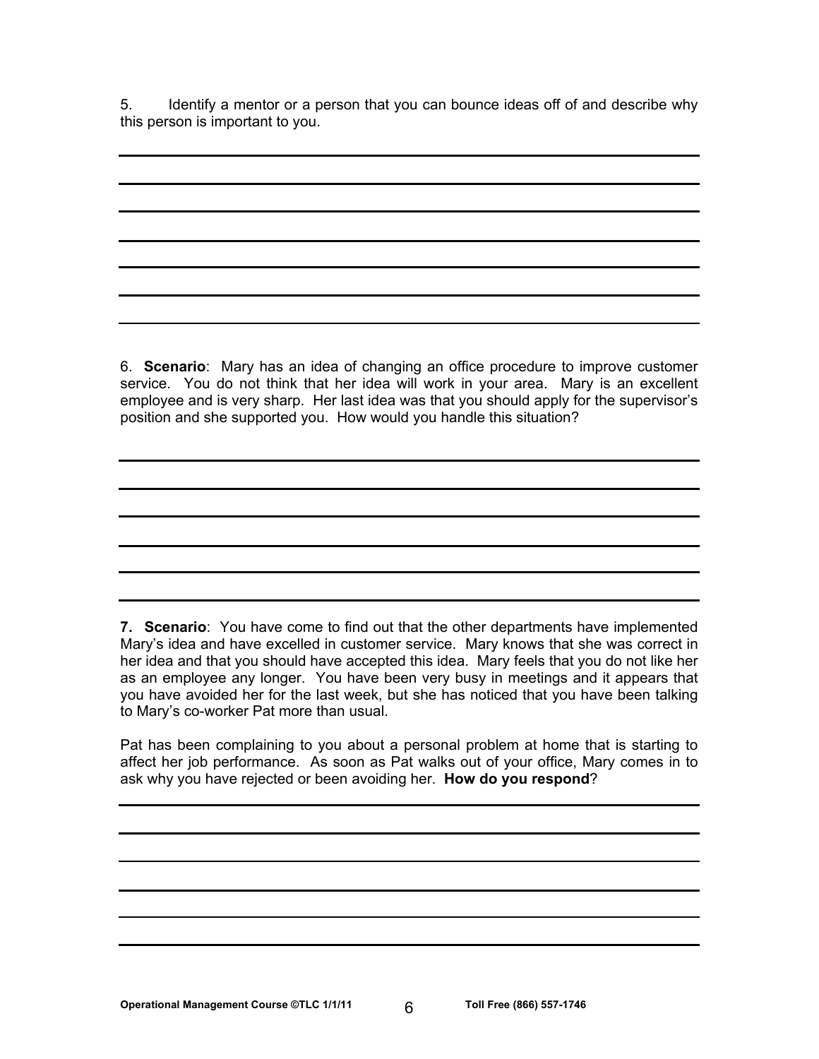5. Identify a mentor or a person that you can bounce ideas off of and describe why this person is important to you.

6. **Scenario**: Mary has an idea of changing an office procedure to improve customer service. You do not think that her idea will work in your area. Mary is an excellent employee and is very sharp. Her last idea was that you should apply for the supervisor's position and she supported you. How would you handle this situation?

**7. Scenario**: You have come to find out that the other departments have implemented Mary's idea and have excelled in customer service. Mary knows that she was correct in her idea and that you should have accepted this idea. Mary feels that you do not like her as an employee any longer. You have been very busy in meetings and it appears that you have avoided her for the last week, but she has noticed that you have been talking to Mary's co-worker Pat more than usual.

Pat has been complaining to you about a personal problem at home that is starting to affect her job performance. As soon as Pat walks out of your office, Mary comes in to ask why you have rejected or been avoiding her. **How do you respond**?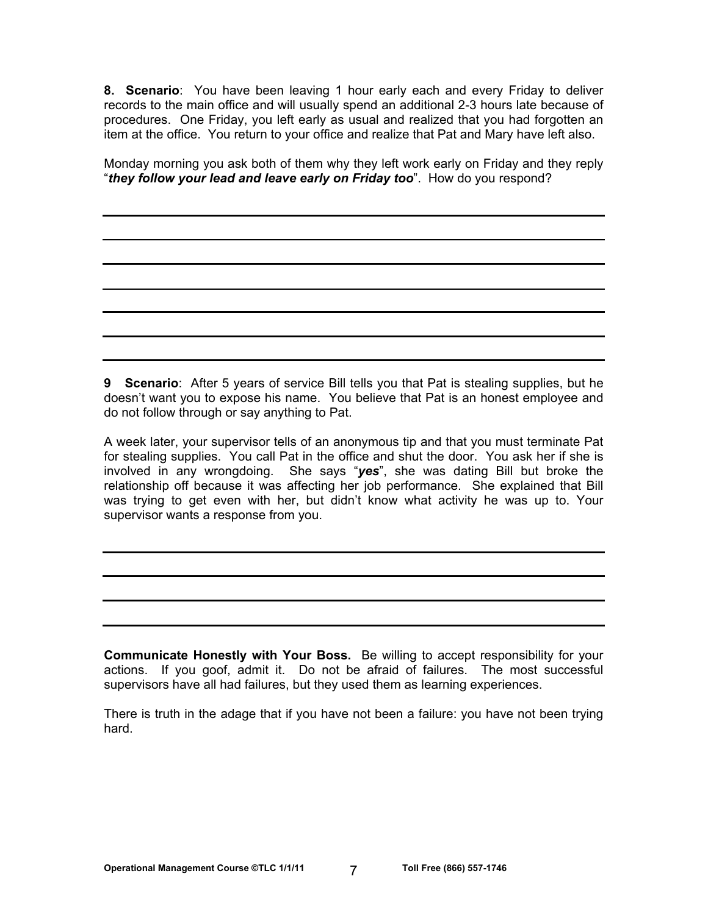**8. Scenario**: You have been leaving 1 hour early each and every Friday to deliver records to the main office and will usually spend an additional 2-3 hours late because of procedures. One Friday, you left early as usual and realized that you had forgotten an item at the office. You return to your office and realize that Pat and Mary have left also.

Monday morning you ask both of them why they left work early on Friday and they reply "***they follow your lead and leave early on Friday too***". How do you respond?

**9 Scenario**: After 5 years of service Bill tells you that Pat is stealing supplies, but he doesn't want you to expose his name. You believe that Pat is an honest employee and do not follow through or say anything to Pat.

A week later, your supervisor tells of an anonymous tip and that you must terminate Pat for stealing supplies. You call Pat in the office and shut the door. You ask her if she is involved in any wrongdoing. She says "***yes***", she was dating Bill but broke the relationship off because it was affecting her job performance. She explained that Bill was trying to get even with her, but didn't know what activity he was up to. Your supervisor wants a response from you.

**Communicate Honestly with Your Boss.** Be willing to accept responsibility for your actions. If you goof, admit it. Do not be afraid of failures. The most successful supervisors have all had failures, but they used them as learning experiences.

There is truth in the adage that if you have not been a failure: you have not been trying hard.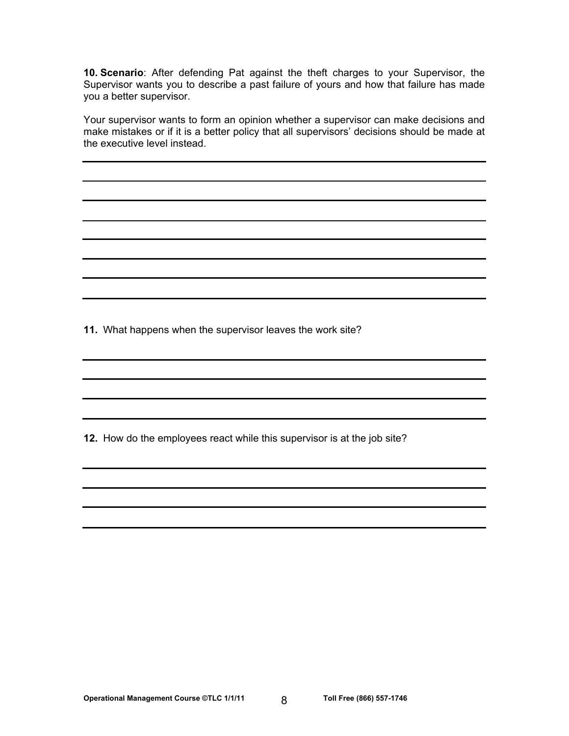**10. Scenario**: After defending Pat against the theft charges to your Supervisor, the Supervisor wants you to describe a past failure of yours and how that failure has made you a better supervisor.

Your supervisor wants to form an opinion whether a supervisor can make decisions and make mistakes or if it is a better policy that all supervisors' decisions should be made at the executive level instead.

**11.** What happens when the supervisor leaves the work site?

**12.** How do the employees react while this supervisor is at the job site?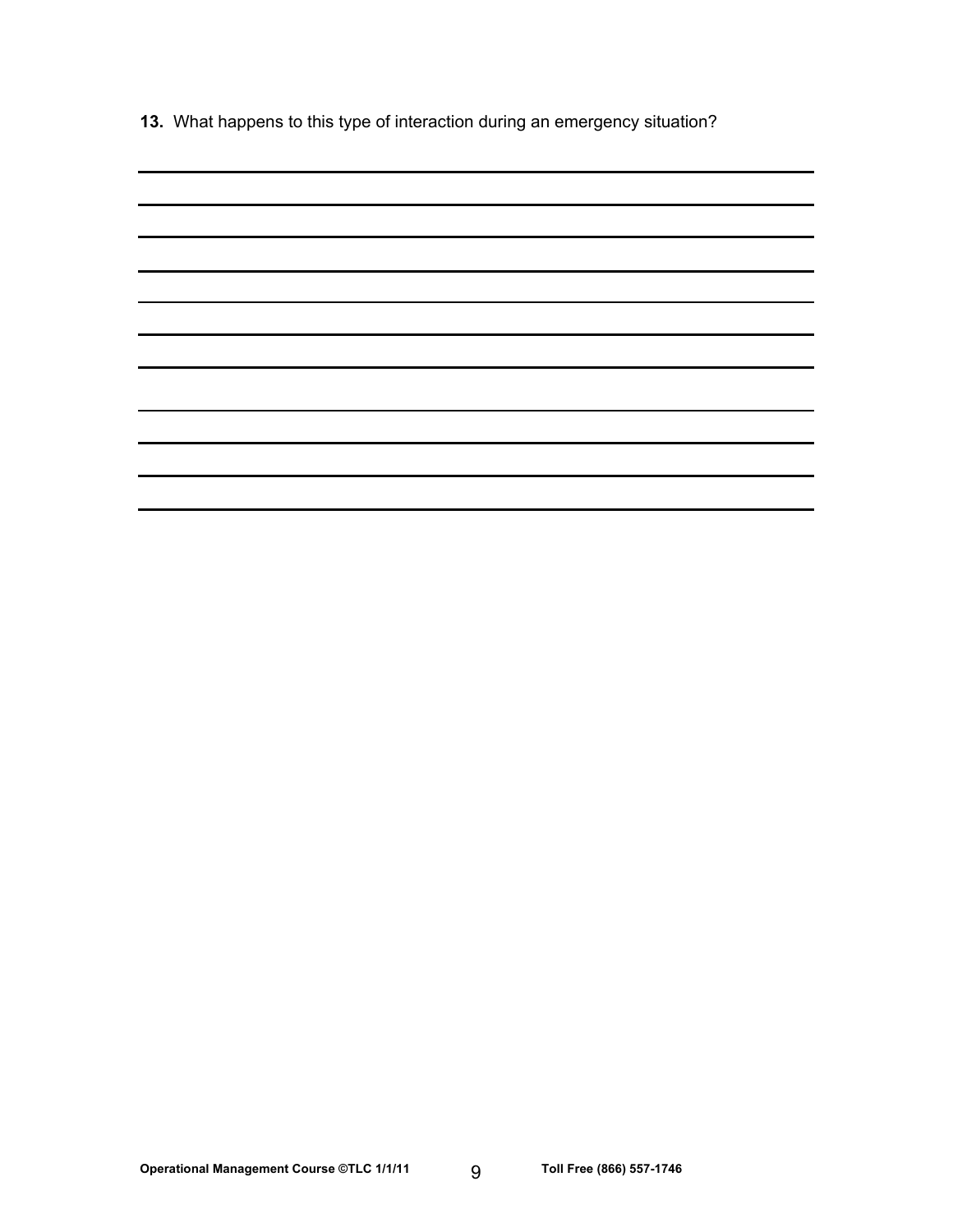**13.** What happens to this type of interaction during an emergency situation?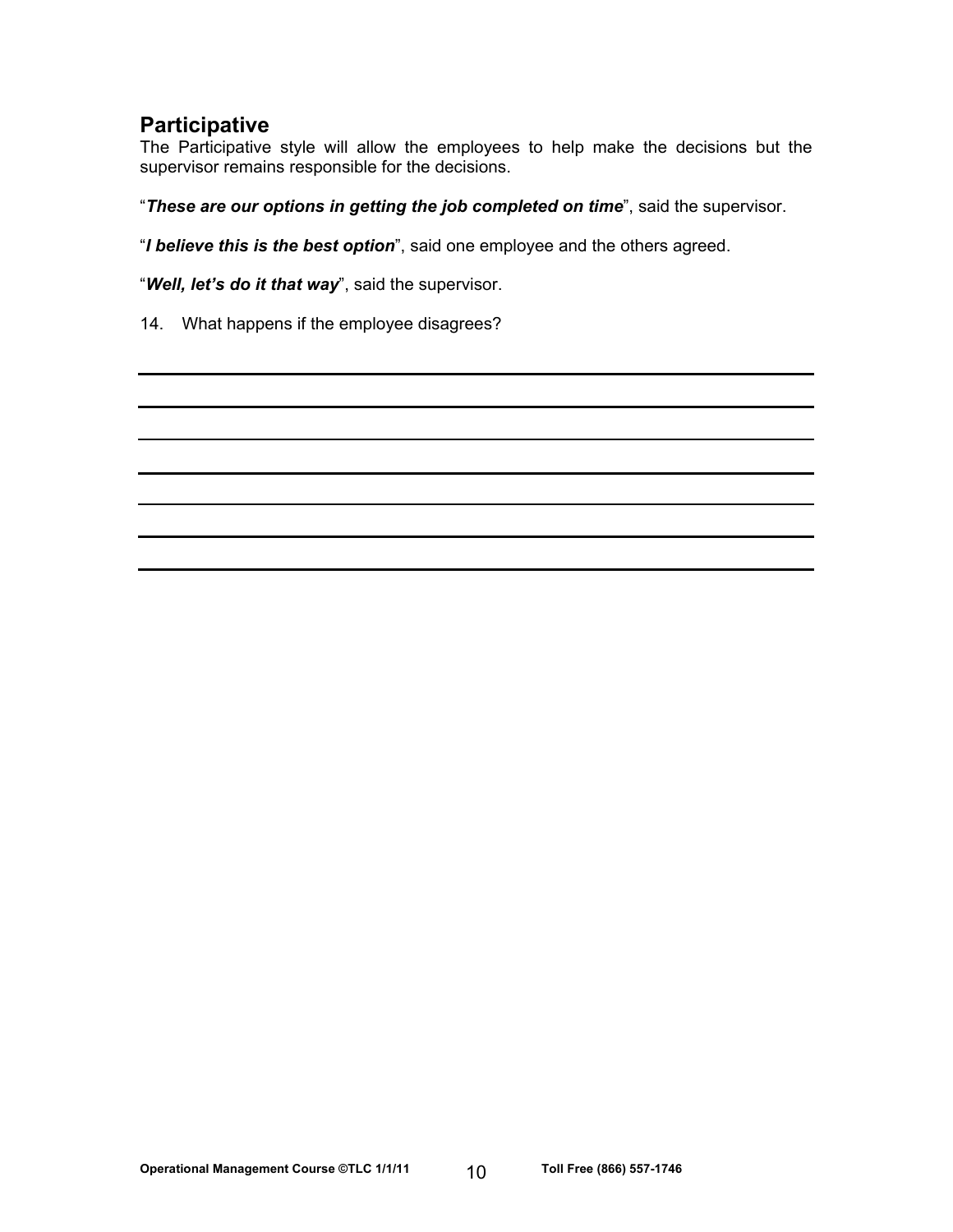## Participative

The Participative style will allow the employees to help make the decisions but the supervisor remains responsible for the decisions.

"***These are our options in getting the job completed on time***", said the supervisor.

"***I believe this is the best option***", said one employee and the others agreed.

"***Well, let's do it that way***", said the supervisor.

14. What happens if the employee disagrees?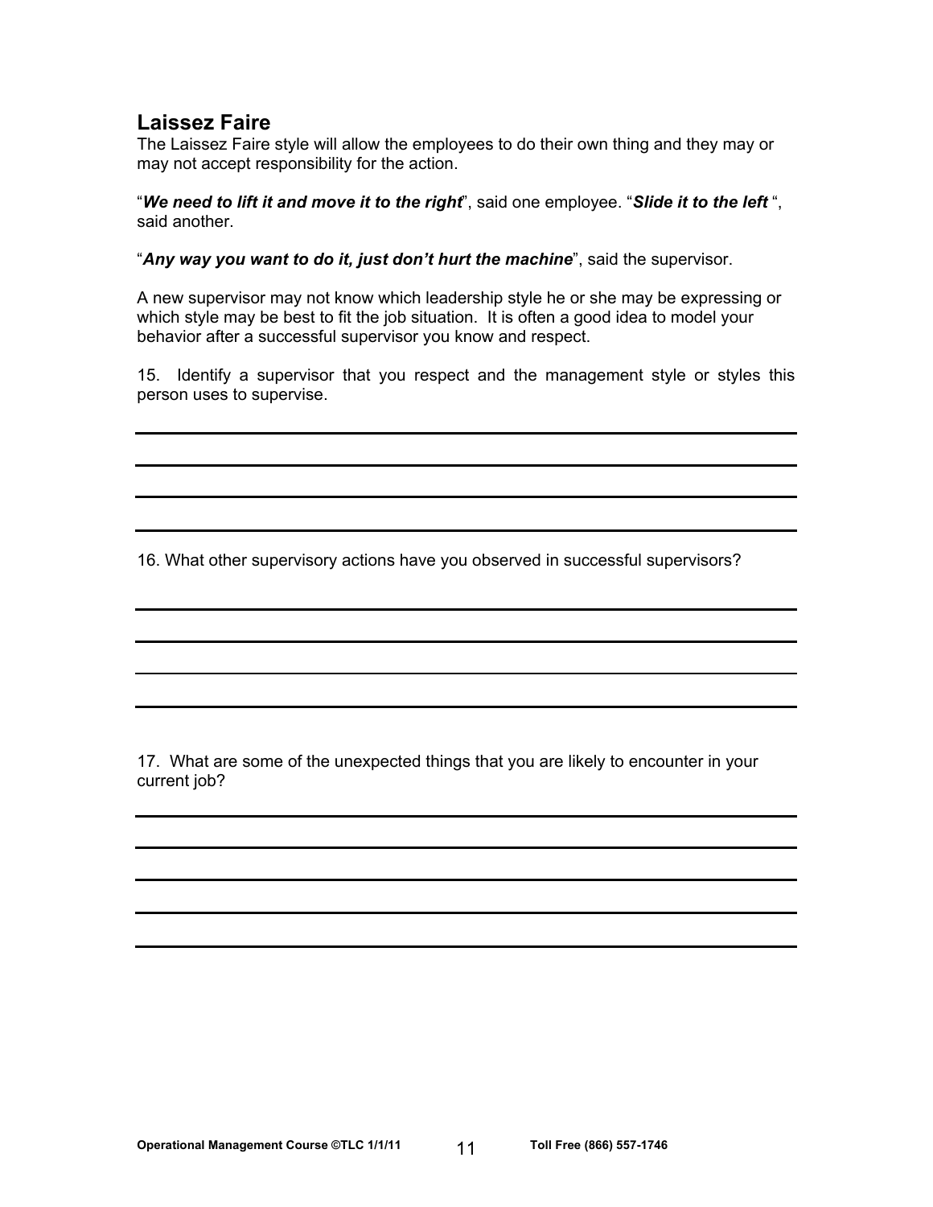## Laissez Faire

The Laissez Faire style will allow the employees to do their own thing and they may or may not accept responsibility for the action.

"***We need to lift it and move it to the right***", said one employee. "***Slide it to the left*** ", said another.

"***Any way you want to do it, just don't hurt the machine***", said the supervisor.

A new supervisor may not know which leadership style he or she may be expressing or which style may be best to fit the job situation. It is often a good idea to model your behavior after a successful supervisor you know and respect.

15. Identify a supervisor that you respect and the management style or styles this person uses to supervise.

_______________________________________________

_______________________________________________

_______________________________________________

_______________________________________________

16. What other supervisory actions have you observed in successful supervisors?

_______________________________________________

_______________________________________________

_______________________________________________

_______________________________________________

17. What are some of the unexpected things that you are likely to encounter in your current job?

_______________________________________________

_______________________________________________

_______________________________________________

_______________________________________________

_______________________________________________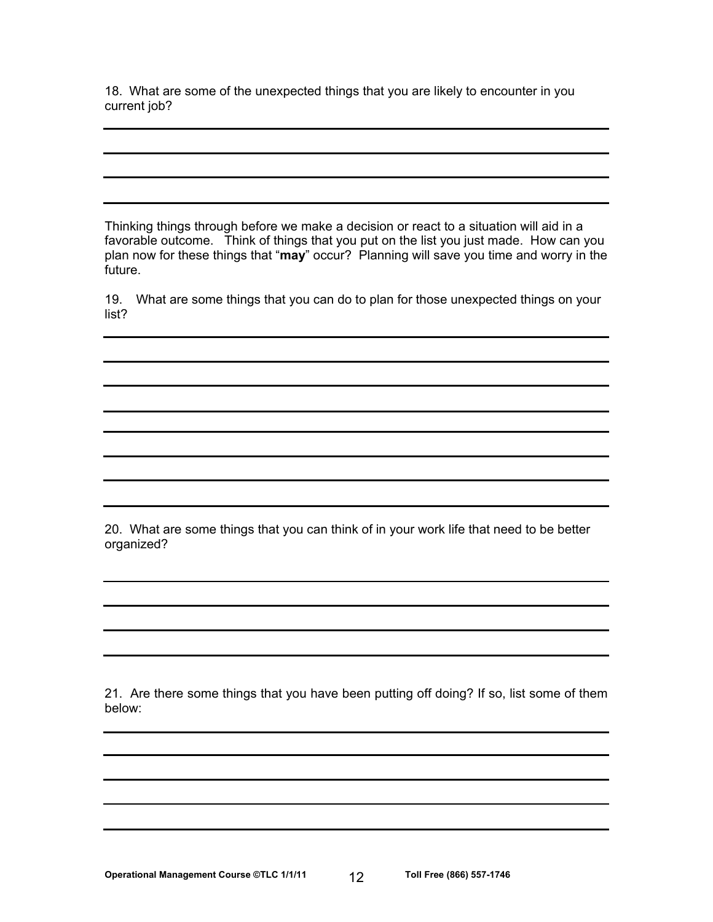18. What are some of the unexpected things that you are likely to encounter in you current job?

Thinking things through before we make a decision or react to a situation will aid in a favorable outcome. Think of things that you put on the list you just made. How can you plan now for these things that "**may**" occur? Planning will save you time and worry in the future.

19. What are some things that you can do to plan for those unexpected things on your list?

20. What are some things that you can think of in your work life that need to be better organized?

21. Are there some things that you have been putting off doing? If so, list some of them below: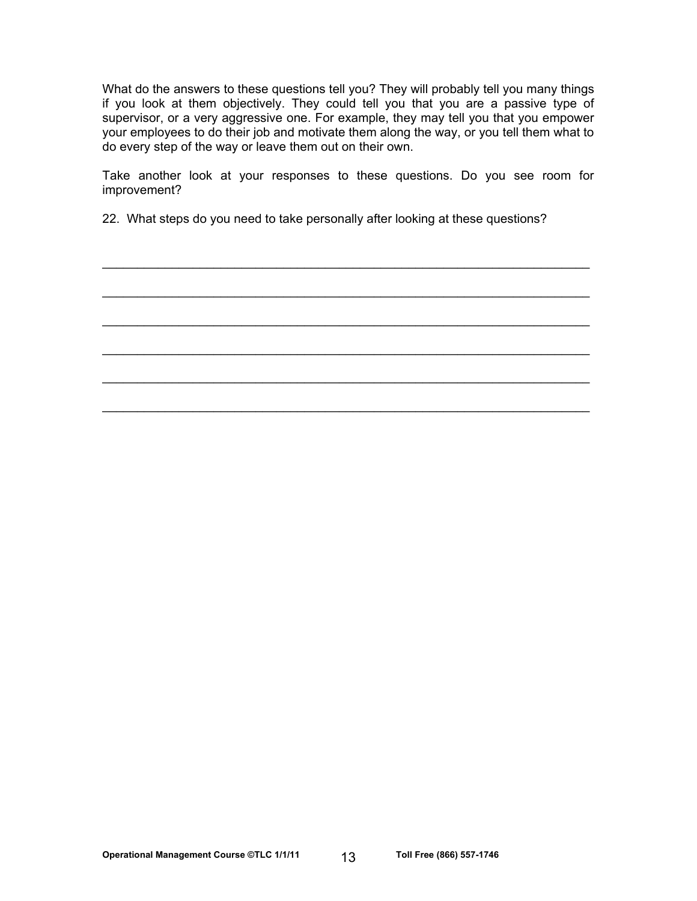What do the answers to these questions tell you? They will probably tell you many things if you look at them objectively. They could tell you that you are a passive type of supervisor, or a very aggressive one. For example, they may tell you that you empower your employees to do their job and motivate them along the way, or you tell them what to do every step of the way or leave them out on their own.

Take another look at your responses to these questions. Do you see room for improvement?

22. What steps do you need to take personally after looking at these questions?

______________________________________________________________________

______________________________________________________________________

______________________________________________________________________

______________________________________________________________________

______________________________________________________________________

______________________________________________________________________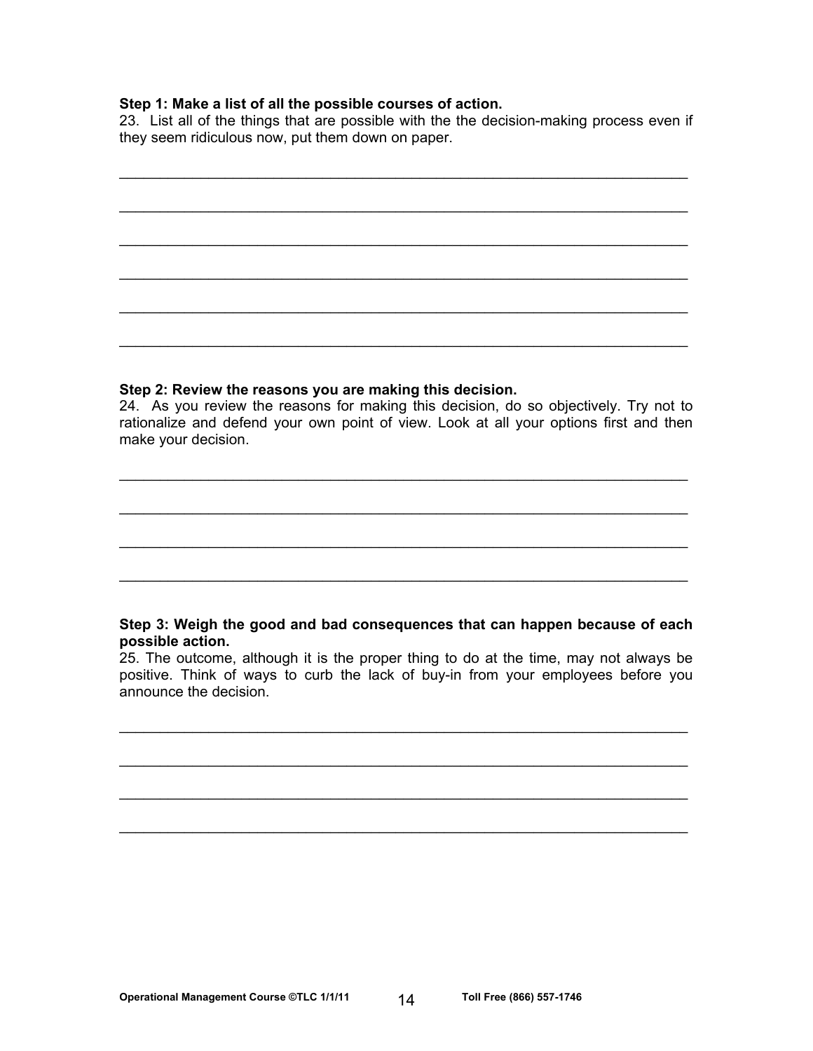**Step 1: Make a list of all the possible courses of action.**

23. List all of the things that are possible with the the decision-making process even if they seem ridiculous now, put them down on paper.

______________________________________________________________________

______________________________________________________________________

______________________________________________________________________

______________________________________________________________________

______________________________________________________________________

______________________________________________________________________

**Step 2: Review the reasons you are making this decision.**

24. As you review the reasons for making this decision, do so objectively. Try not to rationalize and defend your own point of view. Look at all your options first and then make your decision.

______________________________________________________________________

______________________________________________________________________

______________________________________________________________________

______________________________________________________________________

**Step 3: Weigh the good and bad consequences that can happen because of each possible action.**

25. The outcome, although it is the proper thing to do at the time, may not always be positive. Think of ways to curb the lack of buy-in from your employees before you announce the decision.

______________________________________________________________________

______________________________________________________________________

______________________________________________________________________

______________________________________________________________________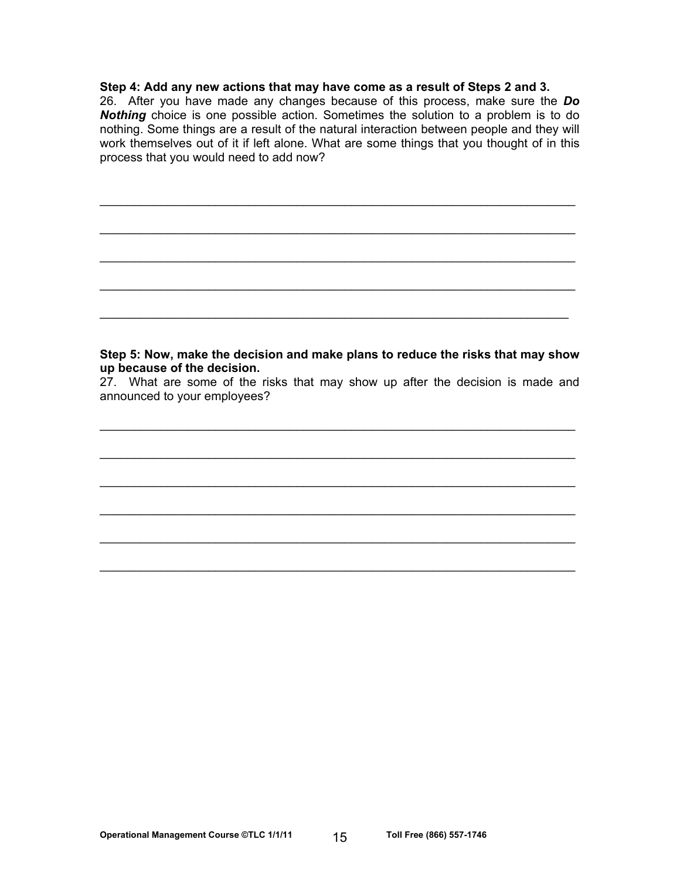**Step 4: Add any new actions that may have come as a result of Steps 2 and 3.**

26. After you have made any changes because of this process, make sure the ***Do Nothing*** choice is one possible action. Sometimes the solution to a problem is to do nothing. Some things are a result of the natural interaction between people and they will work themselves out of it if left alone. What are some things that you thought of in this process that you would need to add now?

_______________________________________________________________________

_______________________________________________________________________

_______________________________________________________________________

_______________________________________________________________________

_______________________________________________________________________

**Step 5: Now, make the decision and make plans to reduce the risks that may show up because of the decision.**

27. What are some of the risks that may show up after the decision is made and announced to your employees?

_______________________________________________________________________

_______________________________________________________________________

_______________________________________________________________________

_______________________________________________________________________

_______________________________________________________________________

_______________________________________________________________________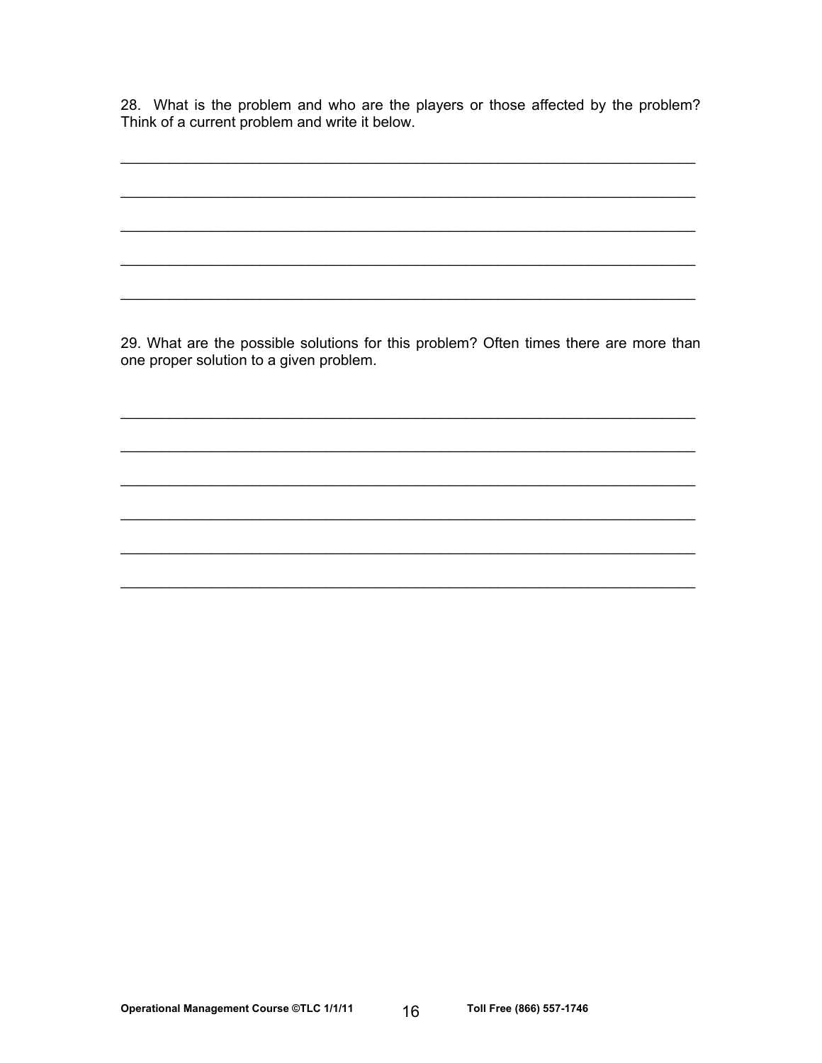28. What is the problem and who are the players or those affected by the problem? Think of a current problem and write it below.

_______________________________________________________________________

_______________________________________________________________________

_______________________________________________________________________

_______________________________________________________________________

_______________________________________________________________________

29. What are the possible solutions for this problem? Often times there are more than one proper solution to a given problem.

_______________________________________________________________________

_______________________________________________________________________

_______________________________________________________________________

_______________________________________________________________________

_______________________________________________________________________

_______________________________________________________________________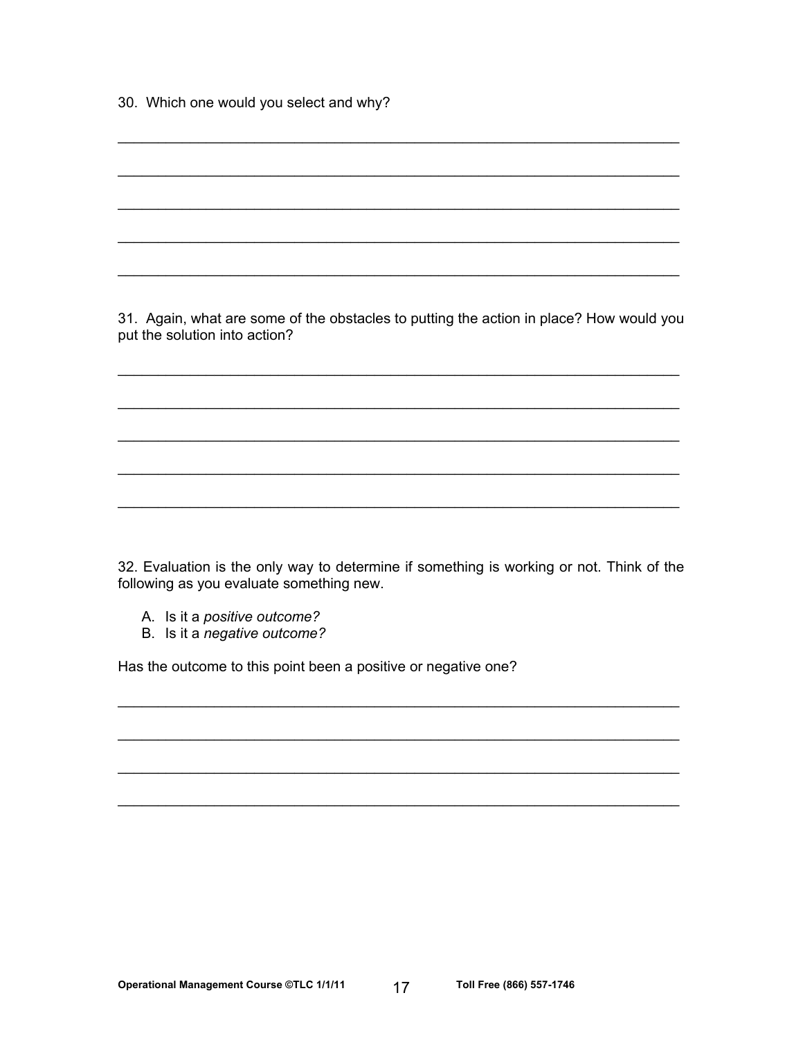30. Which one would you select and why?

\_\_\_\_\_\_\_\_\_\_\_\_\_\_\_\_\_\_\_\_\_\_\_\_\_\_\_\_\_\_\_\_\_\_\_\_\_\_\_\_\_\_\_\_\_\_\_\_\_\_\_\_\_\_\_\_\_\_\_\_\_\_\_\_\_\_

\_\_\_\_\_\_\_\_\_\_\_\_\_\_\_\_\_\_\_\_\_\_\_\_\_\_\_\_\_\_\_\_\_\_\_\_\_\_\_\_\_\_\_\_\_\_\_\_\_\_\_\_\_\_\_\_\_\_\_\_\_\_\_\_\_\_

\_\_\_\_\_\_\_\_\_\_\_\_\_\_\_\_\_\_\_\_\_\_\_\_\_\_\_\_\_\_\_\_\_\_\_\_\_\_\_\_\_\_\_\_\_\_\_\_\_\_\_\_\_\_\_\_\_\_\_\_\_\_\_\_\_\_

\_\_\_\_\_\_\_\_\_\_\_\_\_\_\_\_\_\_\_\_\_\_\_\_\_\_\_\_\_\_\_\_\_\_\_\_\_\_\_\_\_\_\_\_\_\_\_\_\_\_\_\_\_\_\_\_\_\_\_\_\_\_\_\_\_\_

\_\_\_\_\_\_\_\_\_\_\_\_\_\_\_\_\_\_\_\_\_\_\_\_\_\_\_\_\_\_\_\_\_\_\_\_\_\_\_\_\_\_\_\_\_\_\_\_\_\_\_\_\_\_\_\_\_\_\_\_\_\_\_\_\_\_

31. Again, what are some of the obstacles to putting the action in place? How would you put the solution into action?

\_\_\_\_\_\_\_\_\_\_\_\_\_\_\_\_\_\_\_\_\_\_\_\_\_\_\_\_\_\_\_\_\_\_\_\_\_\_\_\_\_\_\_\_\_\_\_\_\_\_\_\_\_\_\_\_\_\_\_\_\_\_\_\_\_\_

\_\_\_\_\_\_\_\_\_\_\_\_\_\_\_\_\_\_\_\_\_\_\_\_\_\_\_\_\_\_\_\_\_\_\_\_\_\_\_\_\_\_\_\_\_\_\_\_\_\_\_\_\_\_\_\_\_\_\_\_\_\_\_\_\_\_

\_\_\_\_\_\_\_\_\_\_\_\_\_\_\_\_\_\_\_\_\_\_\_\_\_\_\_\_\_\_\_\_\_\_\_\_\_\_\_\_\_\_\_\_\_\_\_\_\_\_\_\_\_\_\_\_\_\_\_\_\_\_\_\_\_\_

\_\_\_\_\_\_\_\_\_\_\_\_\_\_\_\_\_\_\_\_\_\_\_\_\_\_\_\_\_\_\_\_\_\_\_\_\_\_\_\_\_\_\_\_\_\_\_\_\_\_\_\_\_\_\_\_\_\_\_\_\_\_\_\_\_\_

\_\_\_\_\_\_\_\_\_\_\_\_\_\_\_\_\_\_\_\_\_\_\_\_\_\_\_\_\_\_\_\_\_\_\_\_\_\_\_\_\_\_\_\_\_\_\_\_\_\_\_\_\_\_\_\_\_\_\_\_\_\_\_\_\_\_

32. Evaluation is the only way to determine if something is working or not. Think of the following as you evaluate something new.

A. Is it a *positive outcome?*
B. Is it a *negative outcome?*

Has the outcome to this point been a positive or negative one?

\_\_\_\_\_\_\_\_\_\_\_\_\_\_\_\_\_\_\_\_\_\_\_\_\_\_\_\_\_\_\_\_\_\_\_\_\_\_\_\_\_\_\_\_\_\_\_\_\_\_\_\_\_\_\_\_\_\_\_\_\_\_\_\_\_\_

\_\_\_\_\_\_\_\_\_\_\_\_\_\_\_\_\_\_\_\_\_\_\_\_\_\_\_\_\_\_\_\_\_\_\_\_\_\_\_\_\_\_\_\_\_\_\_\_\_\_\_\_\_\_\_\_\_\_\_\_\_\_\_\_\_\_

\_\_\_\_\_\_\_\_\_\_\_\_\_\_\_\_\_\_\_\_\_\_\_\_\_\_\_\_\_\_\_\_\_\_\_\_\_\_\_\_\_\_\_\_\_\_\_\_\_\_\_\_\_\_\_\_\_\_\_\_\_\_\_\_\_\_

\_\_\_\_\_\_\_\_\_\_\_\_\_\_\_\_\_\_\_\_\_\_\_\_\_\_\_\_\_\_\_\_\_\_\_\_\_\_\_\_\_\_\_\_\_\_\_\_\_\_\_\_\_\_\_\_\_\_\_\_\_\_\_\_\_\_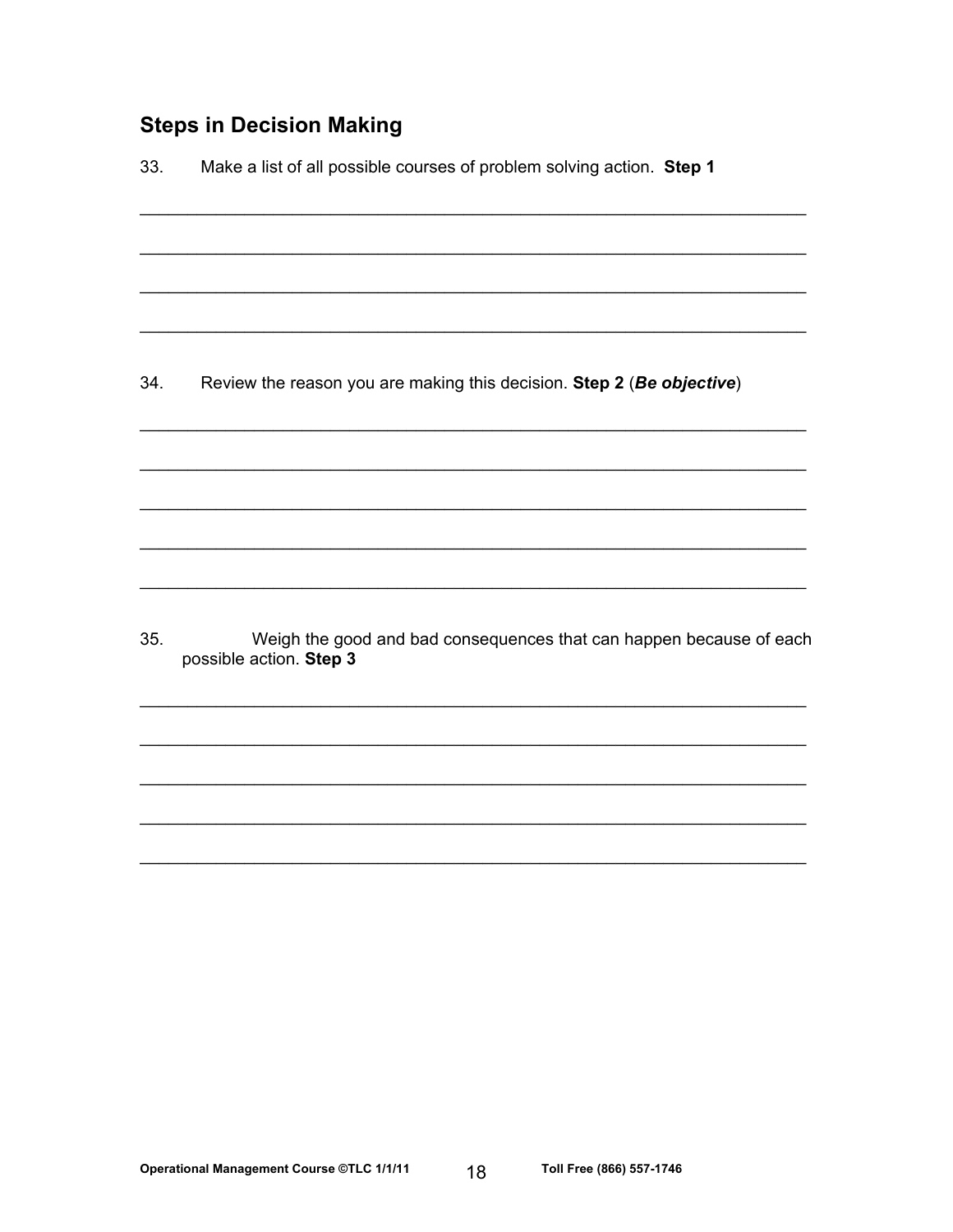## Steps in Decision Making

33. Make a list of all possible courses of problem solving action. **Step 1**

_______________________________________________________________________

_______________________________________________________________________

_______________________________________________________________________

_______________________________________________________________________

34. Review the reason you are making this decision. **Step 2** (***Be objective***)

_______________________________________________________________________

_______________________________________________________________________

_______________________________________________________________________

_______________________________________________________________________

_______________________________________________________________________

35. Weigh the good and bad consequences that can happen because of each possible action. **Step 3**

_______________________________________________________________________

_______________________________________________________________________

_______________________________________________________________________

_______________________________________________________________________

_______________________________________________________________________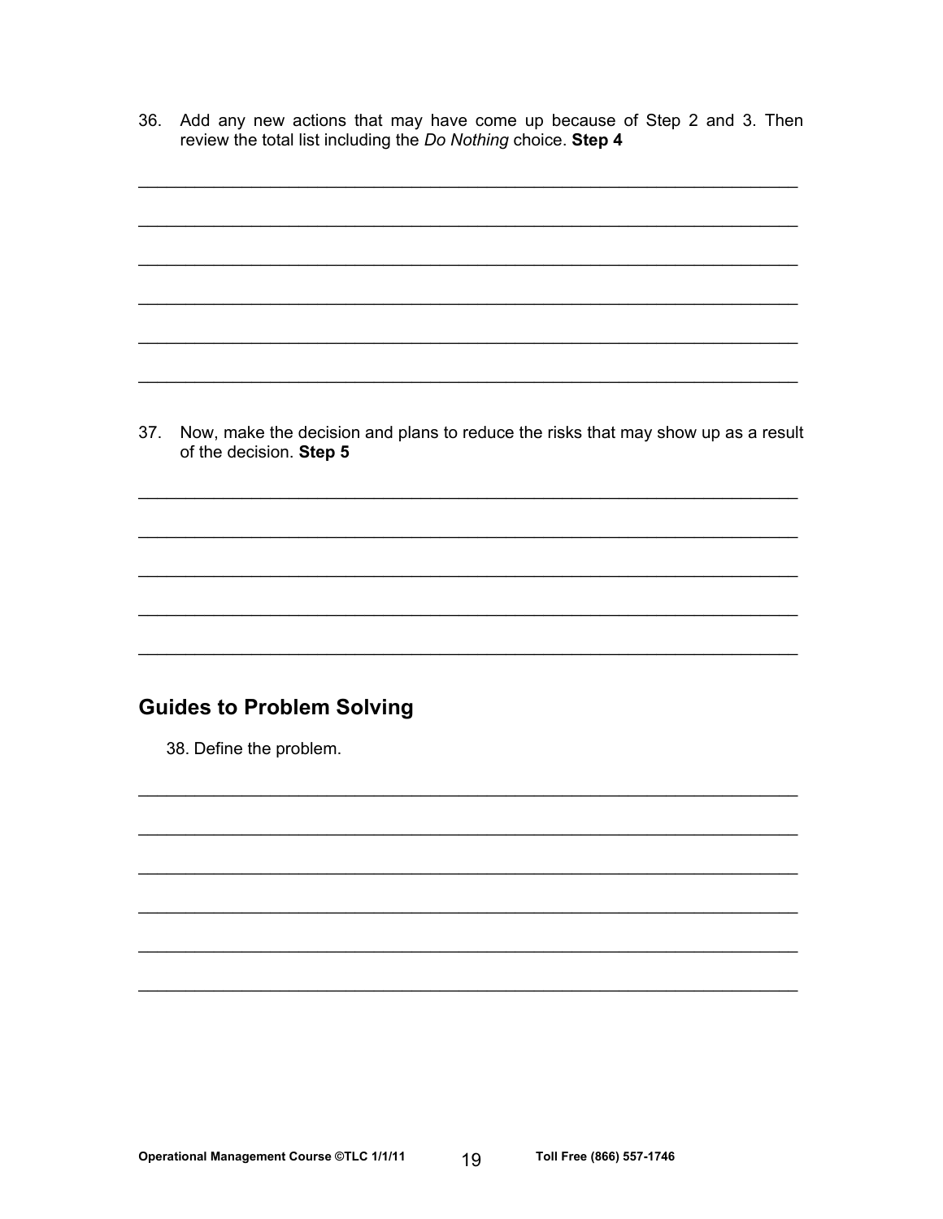36. Add any new actions that may have come up because of Step 2 and 3. Then review the total list including the *Do Nothing* choice. **Step 4**

_______________________________________________________________________

_______________________________________________________________________

_______________________________________________________________________

_______________________________________________________________________

_______________________________________________________________________

_______________________________________________________________________

37. Now, make the decision and plans to reduce the risks that may show up as a result of the decision. **Step 5**

_______________________________________________________________________

_______________________________________________________________________

_______________________________________________________________________

_______________________________________________________________________

_______________________________________________________________________

## Guides to Problem Solving

38. Define the problem.

_______________________________________________________________________

_______________________________________________________________________

_______________________________________________________________________

_______________________________________________________________________

_______________________________________________________________________

_______________________________________________________________________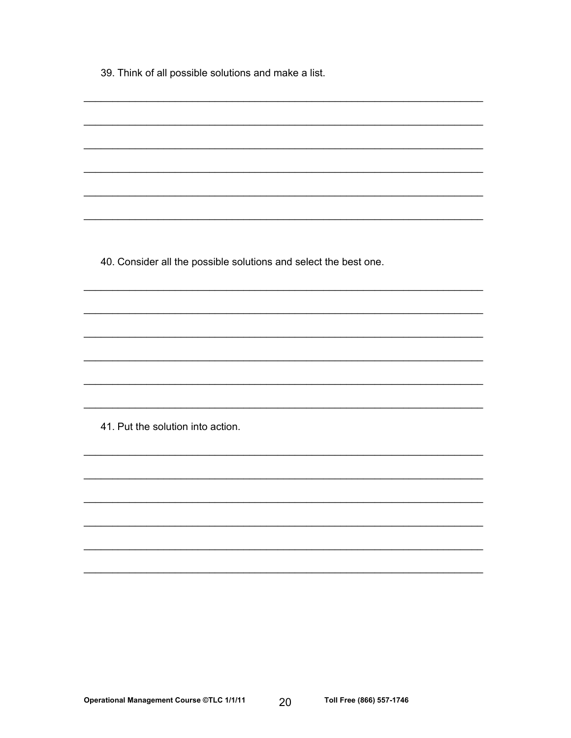39. Think of all possible solutions and make a list.

______________________________________________________________________

______________________________________________________________________

______________________________________________________________________

______________________________________________________________________

______________________________________________________________________

______________________________________________________________________

40. Consider all the possible solutions and select the best one.

______________________________________________________________________

______________________________________________________________________

______________________________________________________________________

______________________________________________________________________

______________________________________________________________________

______________________________________________________________________

41. Put the solution into action.

______________________________________________________________________

______________________________________________________________________

______________________________________________________________________

______________________________________________________________________

______________________________________________________________________

______________________________________________________________________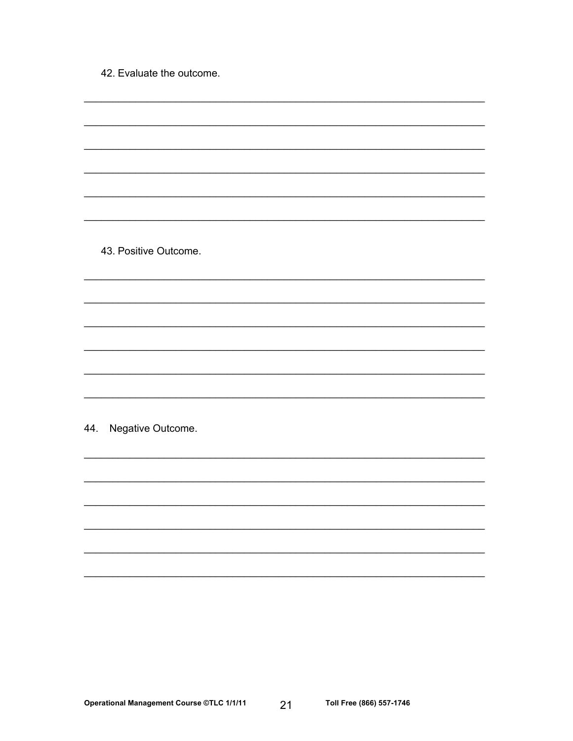42. Evaluate the outcome.

______________________________________________________________________

______________________________________________________________________

______________________________________________________________________

______________________________________________________________________

______________________________________________________________________

______________________________________________________________________

43. Positive Outcome.

______________________________________________________________________

______________________________________________________________________

______________________________________________________________________

______________________________________________________________________

______________________________________________________________________

______________________________________________________________________

44. Negative Outcome.

______________________________________________________________________

______________________________________________________________________

______________________________________________________________________

______________________________________________________________________

______________________________________________________________________

______________________________________________________________________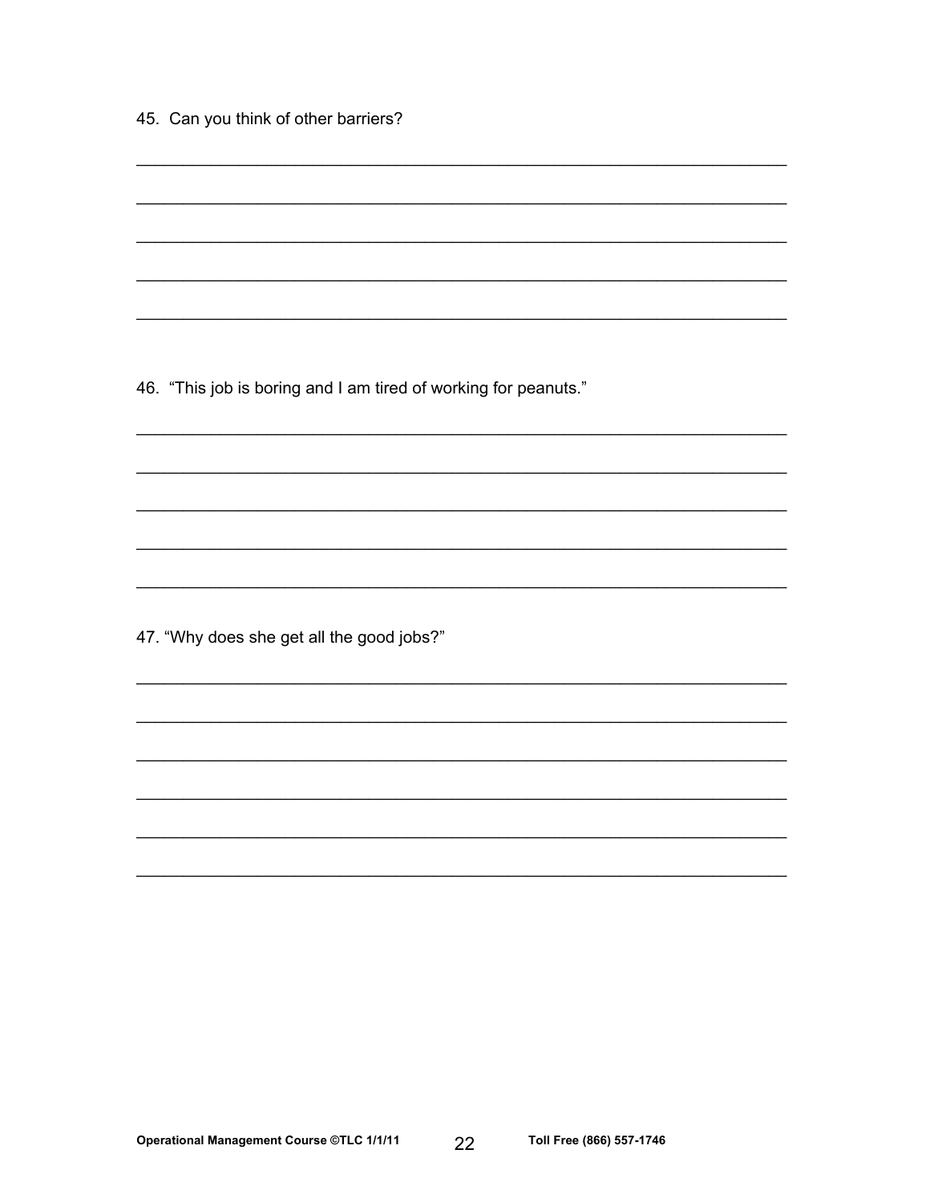45. Can you think of other barriers?

_______________________________________________________________________

_______________________________________________________________________

_______________________________________________________________________

_______________________________________________________________________

_______________________________________________________________________

46. “This job is boring and I am tired of working for peanuts.”

_______________________________________________________________________

_______________________________________________________________________

_______________________________________________________________________

_______________________________________________________________________

_______________________________________________________________________

47. “Why does she get all the good jobs?”

_______________________________________________________________________

_______________________________________________________________________

_______________________________________________________________________

_______________________________________________________________________

_______________________________________________________________________

_______________________________________________________________________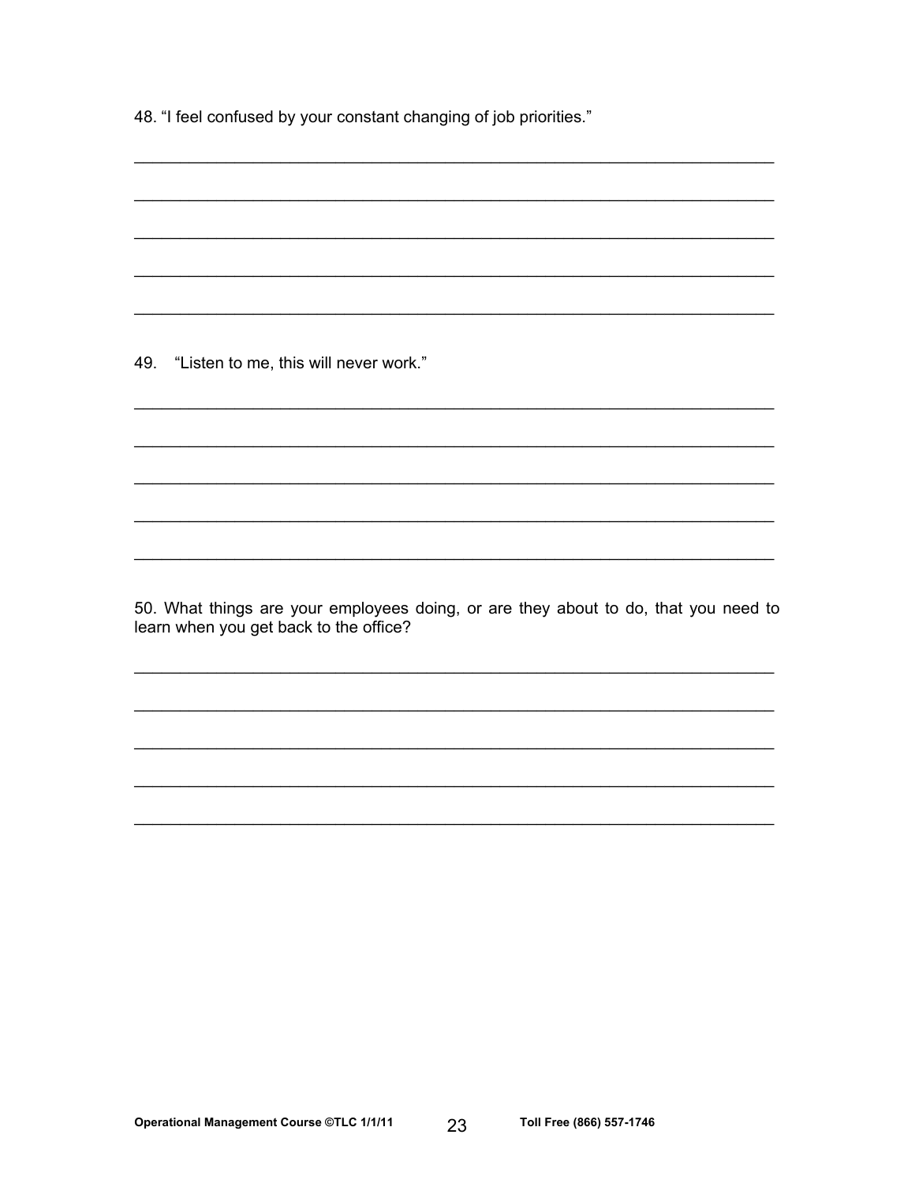48. “I feel confused by your constant changing of job priorities.”

_________________________________________________________________

_________________________________________________________________

_________________________________________________________________

_________________________________________________________________

_________________________________________________________________

49. “Listen to me, this will never work.”

_________________________________________________________________

_________________________________________________________________

_________________________________________________________________

_________________________________________________________________

_________________________________________________________________

50. What things are your employees doing, or are they about to do, that you need to learn when you get back to the office?

_________________________________________________________________

_________________________________________________________________

_________________________________________________________________

_________________________________________________________________

_________________________________________________________________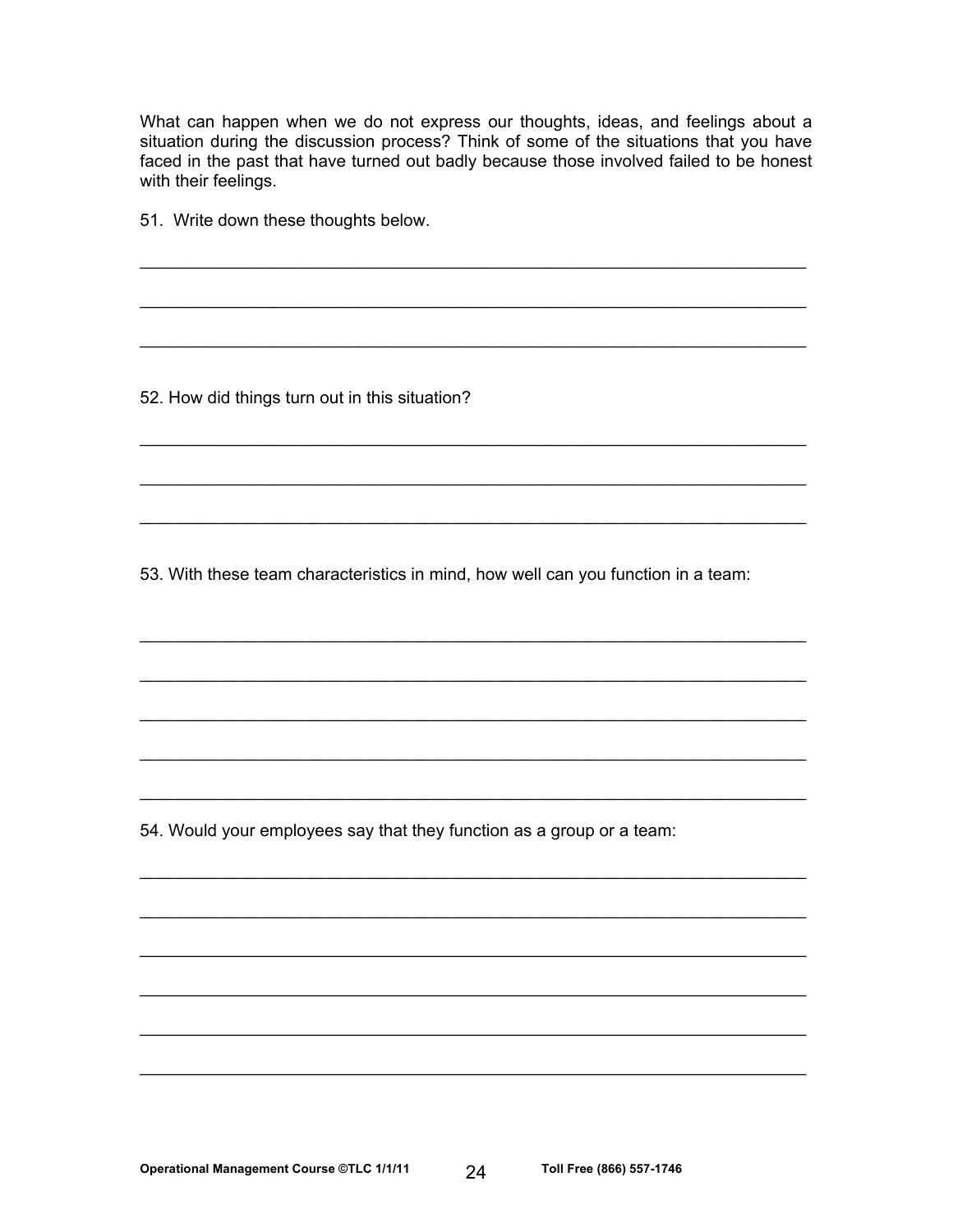What can happen when we do not express our thoughts, ideas, and feelings about a situation during the discussion process? Think of some of the situations that you have faced in the past that have turned out badly because those involved failed to be honest with their feelings.

51. Write down these thoughts below.

____________________________________________________________________

____________________________________________________________________

____________________________________________________________________

52. How did things turn out in this situation?

____________________________________________________________________

____________________________________________________________________

____________________________________________________________________

53. With these team characteristics in mind, how well can you function in a team:

____________________________________________________________________

____________________________________________________________________

____________________________________________________________________

____________________________________________________________________

____________________________________________________________________

54. Would your employees say that they function as a group or a team:

____________________________________________________________________

____________________________________________________________________

____________________________________________________________________

____________________________________________________________________

____________________________________________________________________

____________________________________________________________________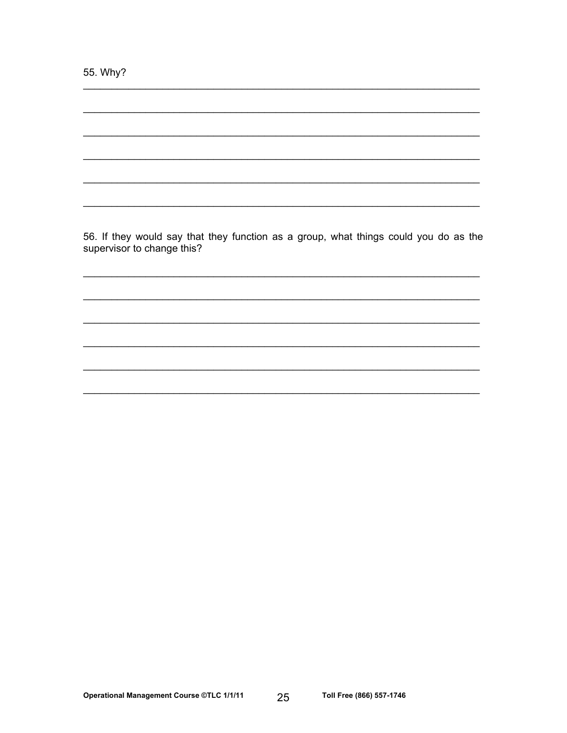55. Why?

\_\_\_\_\_\_\_\_\_\_\_\_\_\_\_\_\_\_\_\_\_\_\_\_\_\_\_\_\_\_\_\_\_\_\_\_\_\_\_\_\_\_\_\_\_\_\_\_\_\_\_\_\_\_\_\_\_\_\_\_\_\_\_\_\_\_\_\_

\_\_\_\_\_\_\_\_\_\_\_\_\_\_\_\_\_\_\_\_\_\_\_\_\_\_\_\_\_\_\_\_\_\_\_\_\_\_\_\_\_\_\_\_\_\_\_\_\_\_\_\_\_\_\_\_\_\_\_\_\_\_\_\_\_\_\_\_

\_\_\_\_\_\_\_\_\_\_\_\_\_\_\_\_\_\_\_\_\_\_\_\_\_\_\_\_\_\_\_\_\_\_\_\_\_\_\_\_\_\_\_\_\_\_\_\_\_\_\_\_\_\_\_\_\_\_\_\_\_\_\_\_\_\_\_\_

\_\_\_\_\_\_\_\_\_\_\_\_\_\_\_\_\_\_\_\_\_\_\_\_\_\_\_\_\_\_\_\_\_\_\_\_\_\_\_\_\_\_\_\_\_\_\_\_\_\_\_\_\_\_\_\_\_\_\_\_\_\_\_\_\_\_\_\_

\_\_\_\_\_\_\_\_\_\_\_\_\_\_\_\_\_\_\_\_\_\_\_\_\_\_\_\_\_\_\_\_\_\_\_\_\_\_\_\_\_\_\_\_\_\_\_\_\_\_\_\_\_\_\_\_\_\_\_\_\_\_\_\_\_\_\_\_

\_\_\_\_\_\_\_\_\_\_\_\_\_\_\_\_\_\_\_\_\_\_\_\_\_\_\_\_\_\_\_\_\_\_\_\_\_\_\_\_\_\_\_\_\_\_\_\_\_\_\_\_\_\_\_\_\_\_\_\_\_\_\_\_\_\_\_\_

56. If they would say that they function as a group, what things could you do as the supervisor to change this?

\_\_\_\_\_\_\_\_\_\_\_\_\_\_\_\_\_\_\_\_\_\_\_\_\_\_\_\_\_\_\_\_\_\_\_\_\_\_\_\_\_\_\_\_\_\_\_\_\_\_\_\_\_\_\_\_\_\_\_\_\_\_\_\_\_\_\_\_

\_\_\_\_\_\_\_\_\_\_\_\_\_\_\_\_\_\_\_\_\_\_\_\_\_\_\_\_\_\_\_\_\_\_\_\_\_\_\_\_\_\_\_\_\_\_\_\_\_\_\_\_\_\_\_\_\_\_\_\_\_\_\_\_\_\_\_\_

\_\_\_\_\_\_\_\_\_\_\_\_\_\_\_\_\_\_\_\_\_\_\_\_\_\_\_\_\_\_\_\_\_\_\_\_\_\_\_\_\_\_\_\_\_\_\_\_\_\_\_\_\_\_\_\_\_\_\_\_\_\_\_\_\_\_\_\_

\_\_\_\_\_\_\_\_\_\_\_\_\_\_\_\_\_\_\_\_\_\_\_\_\_\_\_\_\_\_\_\_\_\_\_\_\_\_\_\_\_\_\_\_\_\_\_\_\_\_\_\_\_\_\_\_\_\_\_\_\_\_\_\_\_\_\_\_

\_\_\_\_\_\_\_\_\_\_\_\_\_\_\_\_\_\_\_\_\_\_\_\_\_\_\_\_\_\_\_\_\_\_\_\_\_\_\_\_\_\_\_\_\_\_\_\_\_\_\_\_\_\_\_\_\_\_\_\_\_\_\_\_\_\_\_\_

\_\_\_\_\_\_\_\_\_\_\_\_\_\_\_\_\_\_\_\_\_\_\_\_\_\_\_\_\_\_\_\_\_\_\_\_\_\_\_\_\_\_\_\_\_\_\_\_\_\_\_\_\_\_\_\_\_\_\_\_\_\_\_\_\_\_\_\_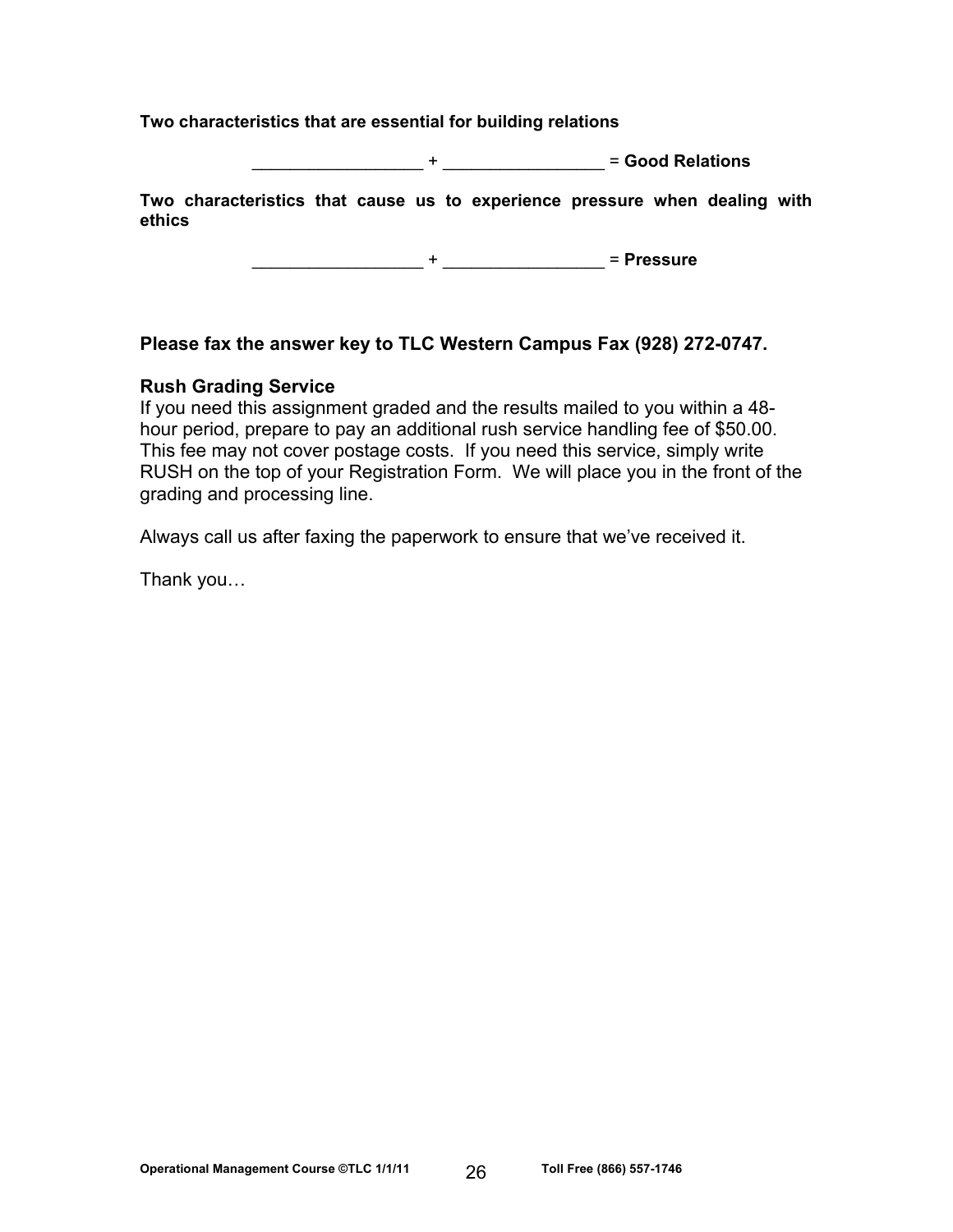**Two characteristics that are essential for building relations**

_________________ + ________________ = **Good Relations**

**Two characteristics that cause us to experience pressure when dealing with ethics**

_________________ + ________________ = **Pressure**

**Please fax the answer key to TLC Western Campus Fax (928) 272-0747.**

**Rush Grading Service**

If you need this assignment graded and the results mailed to you within a 48-hour period, prepare to pay an additional rush service handling fee of $50.00. This fee may not cover postage costs. If you need this service, simply write RUSH on the top of your Registration Form. We will place you in the front of the grading and processing line.

Always call us after faxing the paperwork to ensure that we've received it.

Thank you…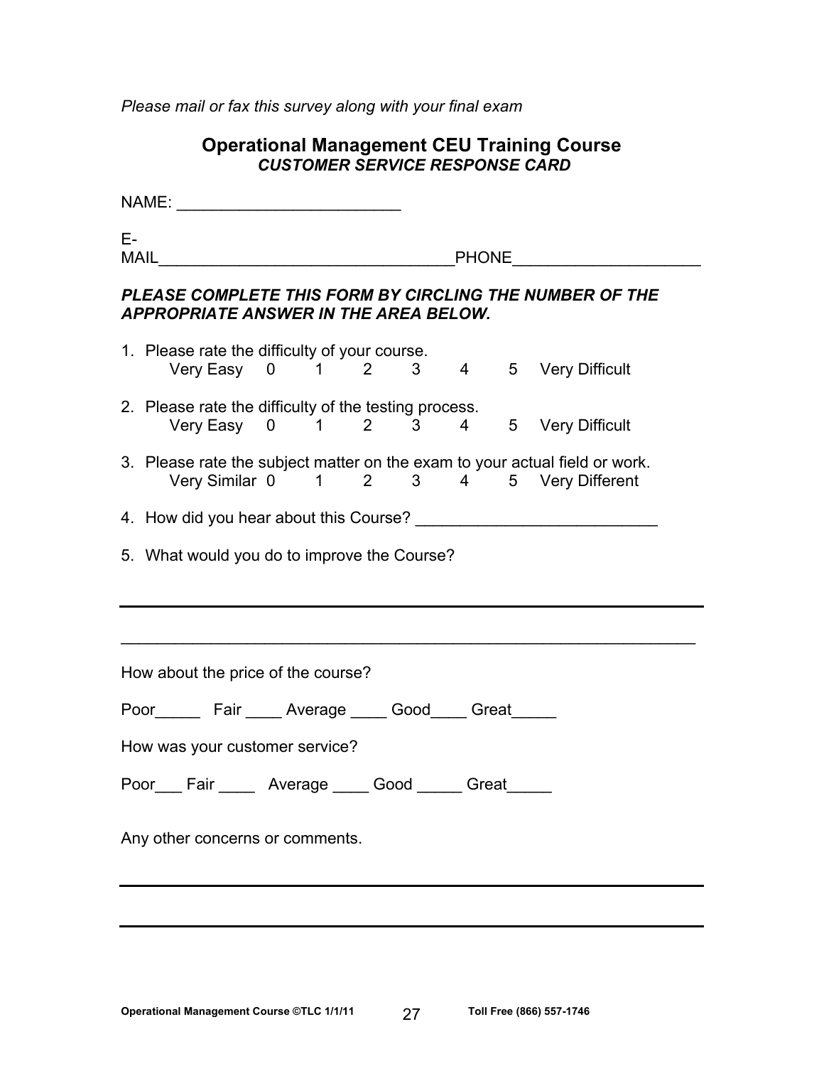*Please mail or fax this survey along with your final exam*

## Operational Management CEU Training Course

***CUSTOMER SERVICE RESPONSE CARD***

NAME: _________________________

E-MAIL________________________________PHONE____________________

***PLEASE COMPLETE THIS FORM BY CIRCLING THE NUMBER OF THE APPROPRIATE ANSWER IN THE AREA BELOW.***

1. Please rate the difficulty of your course.
   Very Easy 0 1 2 3 4 5 Very Difficult

2. Please rate the difficulty of the testing process.
   Very Easy 0 1 2 3 4 5 Very Difficult

3. Please rate the subject matter on the exam to your actual field or work.
   Very Similar 0 1 2 3 4 5 Very Different

4. How did you hear about this Course? __________________________

5. What would you do to improve the Course?

_______________________________________________________________

_______________________________________________________________

How about the price of the course?

Poor_____ Fair ____ Average ____ Good____ Great_____

How was your customer service?

Poor___ Fair ____ Average ____ Good _____ Great_____

Any other concerns or comments.

_______________________________________________________________

_______________________________________________________________